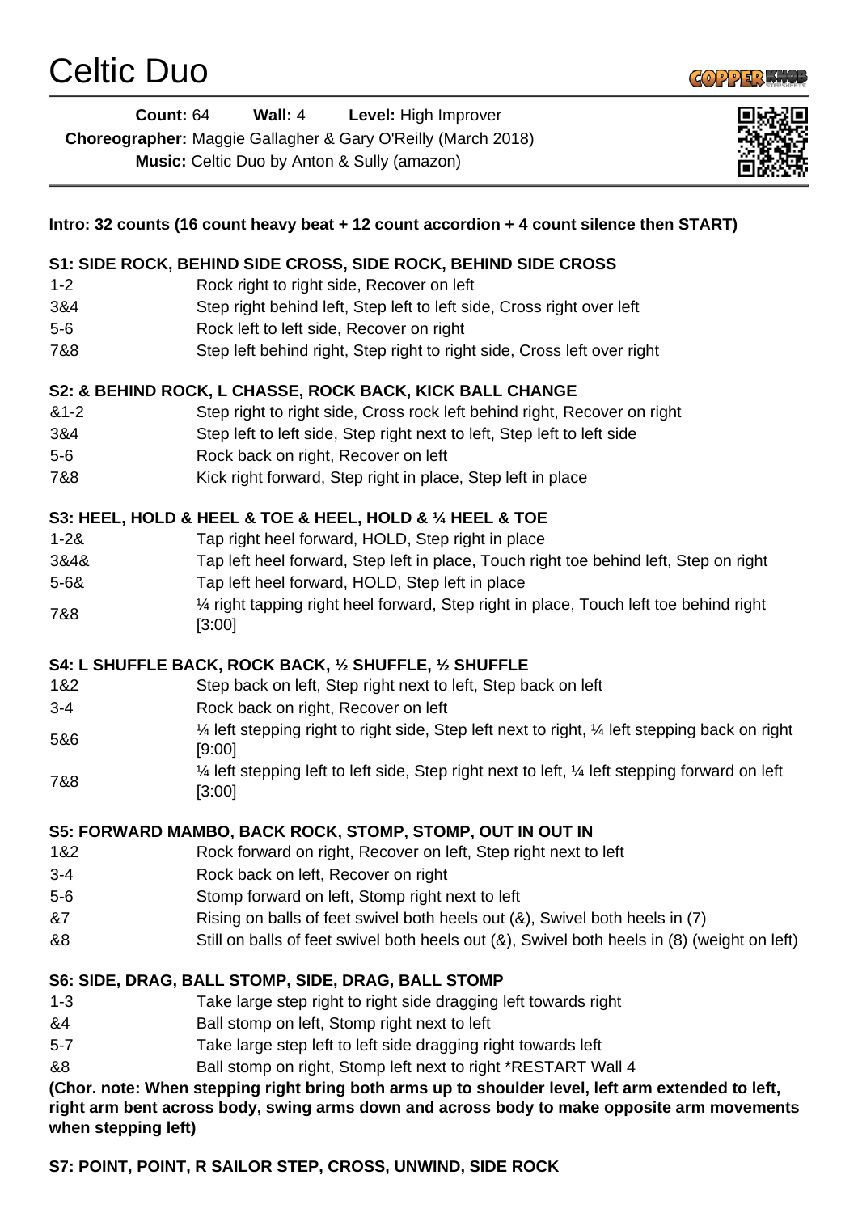# Celtic Duo

**Count:** 64 **Wall:** 4 **Level:** High Improver

**Choreographer:** Maggie Gallagher & Gary O'Reilly (March 2018)

**Music:** Celtic Duo by Anton & Sully (amazon)

**Intro: 32 counts (16 count heavy beat + 12 count accordion + 4 count silence then START)**

**S1: SIDE ROCK, BEHIND SIDE CROSS, SIDE ROCK, BEHIND SIDE CROSS**

| | |
|---|---|
| 1-2 | Rock right to right side, Recover on left |
| 3&4 | Step right behind left, Step left to left side, Cross right over left |
| 5-6 | Rock left to left side, Recover on right |
| 7&8 | Step left behind right, Step right to right side, Cross left over right |

**S2: & BEHIND ROCK, L CHASSE, ROCK BACK, KICK BALL CHANGE**

| | |
|---|---|
| &1-2 | Step right to right side, Cross rock left behind right, Recover on right |
| 3&4 | Step left to left side, Step right next to left, Step left to left side |
| 5-6 | Rock back on right, Recover on left |
| 7&8 | Kick right forward, Step right in place, Step left in place |

**S3: HEEL, HOLD & HEEL & TOE & HEEL, HOLD & ¼ HEEL & TOE**

| | |
|---|---|
| 1-2& | Tap right heel forward, HOLD, Step right in place |
| 3&4& | Tap left heel forward, Step left in place, Touch right toe behind left, Step on right |
| 5-6& | Tap left heel forward, HOLD, Step left in place |
| 7&8 | ¼ right tapping right heel forward, Step right in place, Touch left toe behind right [3:00] |

**S4: L SHUFFLE BACK, ROCK BACK, ½ SHUFFLE, ½ SHUFFLE**

| | |
|---|---|
| 1&2 | Step back on left, Step right next to left, Step back on left |
| 3-4 | Rock back on right, Recover on left |
| 5&6 | ¼ left stepping right to right side, Step left next to right, ¼ left stepping back on right [9:00] |
| 7&8 | ¼ left stepping left to left side, Step right next to left, ¼ left stepping forward on left [3:00] |

**S5: FORWARD MAMBO, BACK ROCK, STOMP, STOMP, OUT IN OUT IN**

| | |
|---|---|
| 1&2 | Rock forward on right, Recover on left, Step right next to left |
| 3-4 | Rock back on left, Recover on right |
| 5-6 | Stomp forward on left, Stomp right next to left |
| &7 | Rising on balls of feet swivel both heels out (&), Swivel both heels in (7) |
| &8 | Still on balls of feet swivel both heels out (&), Swivel both heels in (8) (weight on left) |

**S6: SIDE, DRAG, BALL STOMP, SIDE, DRAG, BALL STOMP**

| | |
|---|---|
| 1-3 | Take large step right to right side dragging left towards right |
| &4 | Ball stomp on left, Stomp right next to left |
| 5-7 | Take large step left to left side dragging right towards left |
| &8 | Ball stomp on right, Stomp left next to right *RESTART Wall 4 |

**(Chor. note: When stepping right bring both arms up to shoulder level, left arm extended to left, right arm bent across body, swing arms down and across body to make opposite arm movements when stepping left)**

**S7: POINT, POINT, R SAILOR STEP, CROSS, UNWIND, SIDE ROCK**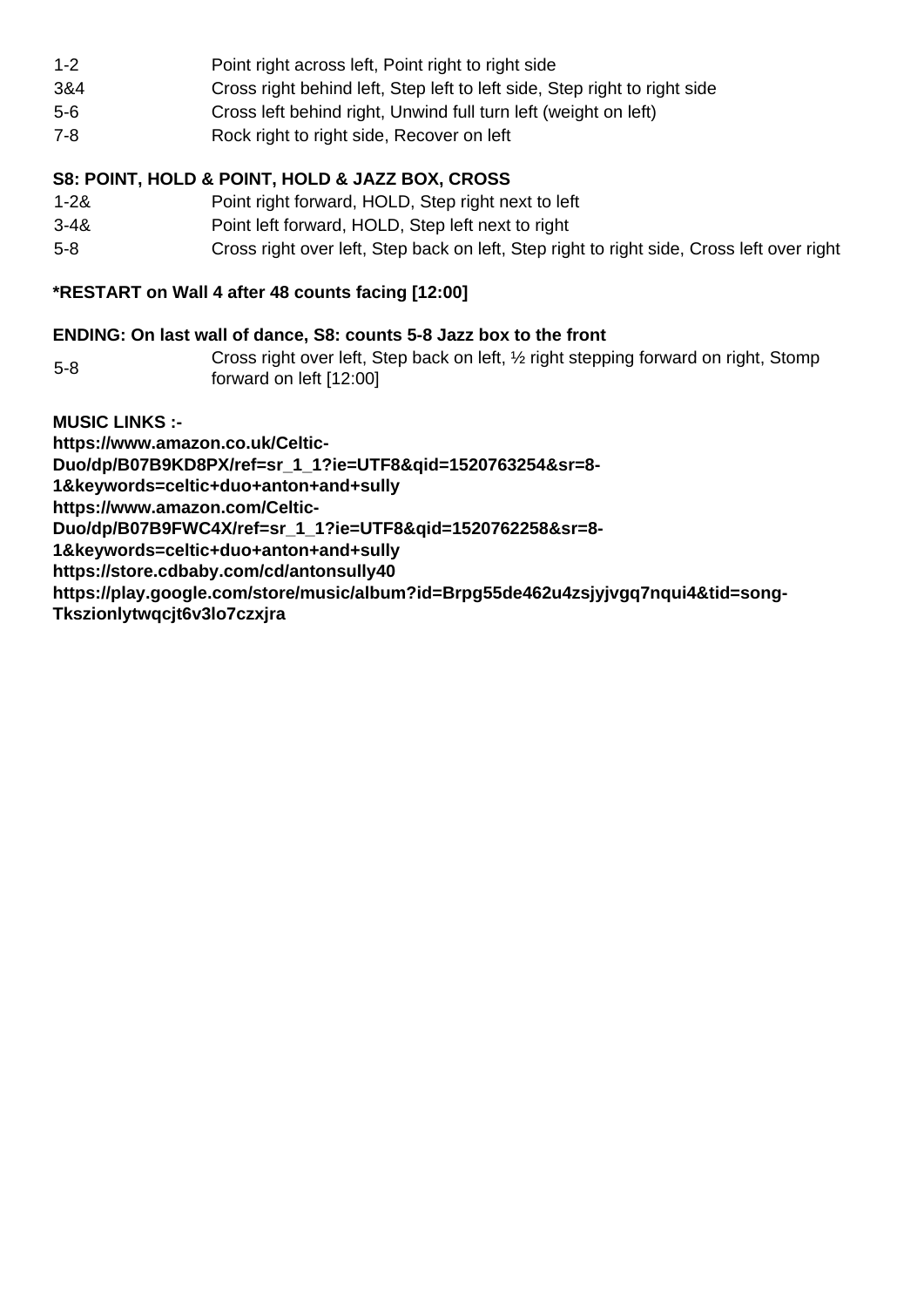| | |
|---|---|
| 1-2 | Point right across left, Point right to right side |
| 3&4 | Cross right behind left, Step left to left side, Step right to right side |
| 5-6 | Cross left behind right, Unwind full turn left (weight on left) |
| 7-8 | Rock right to right side, Recover on left |

**S8: POINT, HOLD & POINT, HOLD & JAZZ BOX, CROSS**

| | |
|---|---|
| 1-2& | Point right forward, HOLD, Step right next to left |
| 3-4& | Point left forward, HOLD, Step left next to right |
| 5-8 | Cross right over left, Step back on left, Step right to right side, Cross left over right |

**\*RESTART on Wall 4 after 48 counts facing [12:00]**

**ENDING: On last wall of dance, S8: counts 5-8 Jazz box to the front**

| | |
|---|---|
| 5-8 | Cross right over left, Step back on left, ½ right stepping forward on right, Stomp forward on left [12:00] |

**MUSIC LINKS :-**
**https://www.amazon.co.uk/Celtic-Duo/dp/B07B9KD8PX/ref=sr_1_1?ie=UTF8&qid=1520763254&sr=8-1&keywords=celtic+duo+anton+and+sully**
**https://www.amazon.com/Celtic-Duo/dp/B07B9FWC4X/ref=sr_1_1?ie=UTF8&qid=1520762258&sr=8-1&keywords=celtic+duo+anton+and+sully**
**https://store.cdbaby.com/cd/antonsully40**
**https://play.google.com/store/music/album?id=Brpg55de462u4zsjyjvgq7nqui4&tid=song-Tkszionlytwqcjt6v3lo7czxjra**